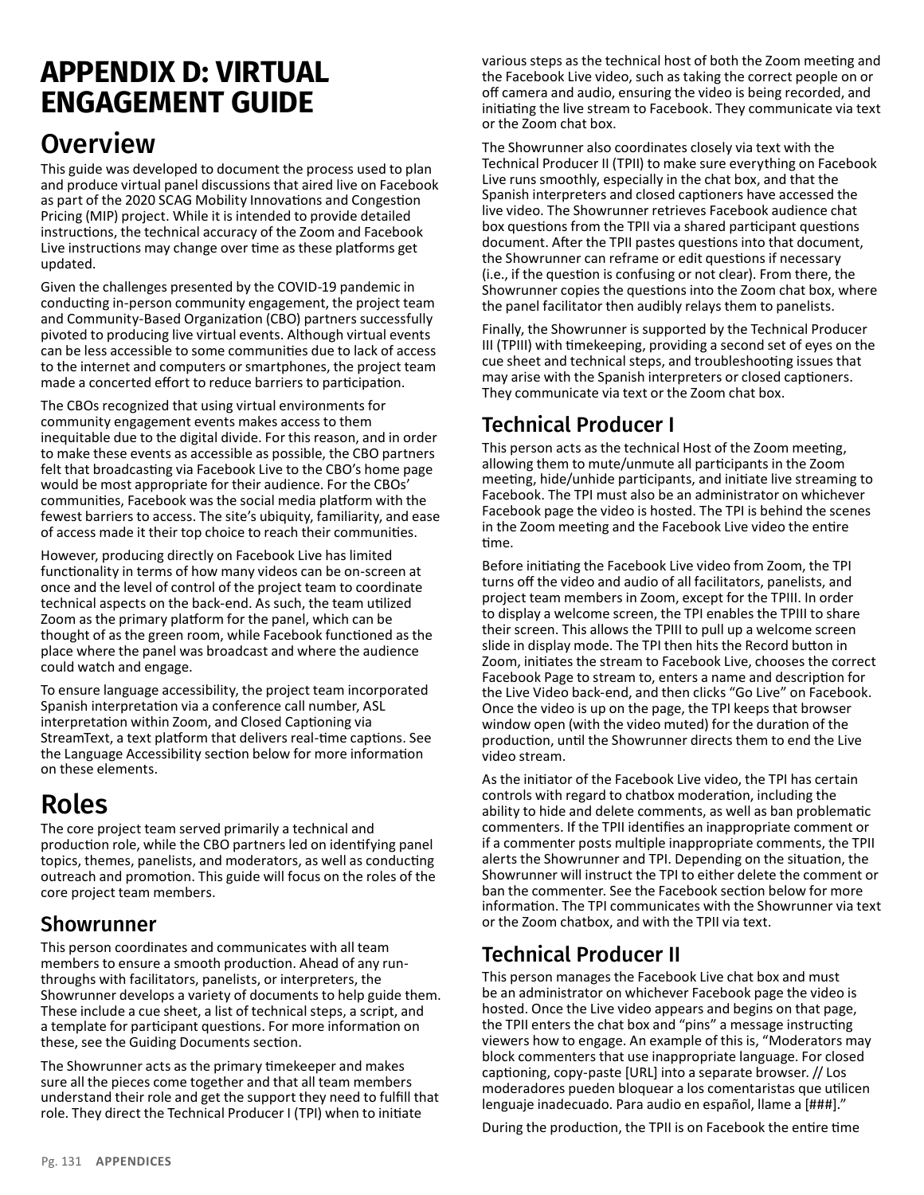# APPENDIX D: VIRTUAL ENGAGEMENT GUIDE

## Overview

This guide was developed to document the process used to plan and produce virtual panel discussions that aired live on Facebook as part of the 2020 SCAG Mobility Innovations and Congestion Pricing (MIP) project. While it is intended to provide detailed instructions, the technical accuracy of the Zoom and Facebook Live instructions may change over time as these platforms get updated.

Given the challenges presented by the COVID-19 pandemic in conducting in-person community engagement, the project team and Community-Based Organization (CBO) partners successfully pivoted to producing live virtual events. Although virtual events can be less accessible to some communities due to lack of access to the internet and computers or smartphones, the project team made a concerted effort to reduce barriers to participation.

The CBOs recognized that using virtual environments for community engagement events makes access to them inequitable due to the digital divide. For this reason, and in order to make these events as accessible as possible, the CBO partners felt that broadcasting via Facebook Live to the CBO's home page would be most appropriate for their audience. For the CBOs' communities, Facebook was the social media platform with the fewest barriers to access. The site's ubiquity, familiarity, and ease of access made it their top choice to reach their communities.

However, producing directly on Facebook Live has limited functionality in terms of how many videos can be on-screen at once and the level of control of the project team to coordinate technical aspects on the back-end. As such, the team utilized Zoom as the primary platform for the panel, which can be thought of as the green room, while Facebook functioned as the place where the panel was broadcast and where the audience could watch and engage.

To ensure language accessibility, the project team incorporated Spanish interpretation via a conference call number, ASL interpretation within Zoom, and Closed Captioning via StreamText, a text platform that delivers real-time captions. See the Language Accessibility section below for more information on these elements.

# Roles

The core project team served primarily a technical and production role, while the CBO partners led on identifying panel topics, themes, panelists, and moderators, as well as conducting outreach and promotion. This guide will focus on the roles of the core project team members.

## Showrunner

This person coordinates and communicates with all team members to ensure a smooth production. Ahead of any run-throughs with facilitators, panelists, or interpreters, the Showrunner develops a variety of documents to help guide them. These include a cue sheet, a list of technical steps, a script, and a template for participant questions. For more information on these, see the Guiding Documents section.

The Showrunner acts as the primary timekeeper and makes sure all the pieces come together and that all team members understand their role and get the support they need to fulfill that role. They direct the Technical Producer I (TPI) when to initiate various steps as the technical host of both the Zoom meeting and the Facebook Live video, such as taking the correct people on or off camera and audio, ensuring the video is being recorded, and initiating the live stream to Facebook. They communicate via text or the Zoom chat box.

The Showrunner also coordinates closely via text with the Technical Producer II (TPII) to make sure everything on Facebook Live runs smoothly, especially in the chat box, and that the Spanish interpreters and closed captioners have accessed the live video. The Showrunner retrieves Facebook audience chat box questions from the TPII via a shared participant questions document. After the TPII pastes questions into that document, the Showrunner can reframe or edit questions if necessary (i.e., if the question is confusing or not clear). From there, the Showrunner copies the questions into the Zoom chat box, where the panel facilitator then audibly relays them to panelists.

Finally, the Showrunner is supported by the Technical Producer III (TPIII) with timekeeping, providing a second set of eyes on the cue sheet and technical steps, and troubleshooting issues that may arise with the Spanish interpreters or closed captioners. They communicate via text or the Zoom chat box.

## Technical Producer I

This person acts as the technical Host of the Zoom meeting, allowing them to mute/unmute all participants in the Zoom meeting, hide/unhide participants, and initiate live streaming to Facebook. The TPI must also be an administrator on whichever Facebook page the video is hosted. The TPI is behind the scenes in the Zoom meeting and the Facebook Live video the entire time.

Before initiating the Facebook Live video from Zoom, the TPI turns off the video and audio of all facilitators, panelists, and project team members in Zoom, except for the TPIII. In order to display a welcome screen, the TPI enables the TPIII to share their screen. This allows the TPIII to pull up a welcome screen slide in display mode. The TPI then hits the Record button in Zoom, initiates the stream to Facebook Live, chooses the correct Facebook Page to stream to, enters a name and description for the Live Video back-end, and then clicks "Go Live" on Facebook. Once the video is up on the page, the TPI keeps that browser window open (with the video muted) for the duration of the production, until the Showrunner directs them to end the Live video stream.

As the initiator of the Facebook Live video, the TPI has certain controls with regard to chatbox moderation, including the ability to hide and delete comments, as well as ban problematic commenters. If the TPII identifies an inappropriate comment or if a commenter posts multiple inappropriate comments, the TPII alerts the Showrunner and TPI. Depending on the situation, the Showrunner will instruct the TPI to either delete the comment or ban the commenter. See the Facebook section below for more information. The TPI communicates with the Showrunner via text or the Zoom chatbox, and with the TPII via text.

## Technical Producer II

This person manages the Facebook Live chat box and must be an administrator on whichever Facebook page the video is hosted. Once the Live video appears and begins on that page, the TPII enters the chat box and "pins" a message instructing viewers how to engage. An example of this is, "Moderators may block commenters that use inappropriate language. For closed captioning, copy-paste [URL] into a separate browser. // Los moderadores pueden bloquear a los comentaristas que utilicen lenguaje inadecuado. Para audio en español, llame a [###]."

During the production, the TPII is on Facebook the entire time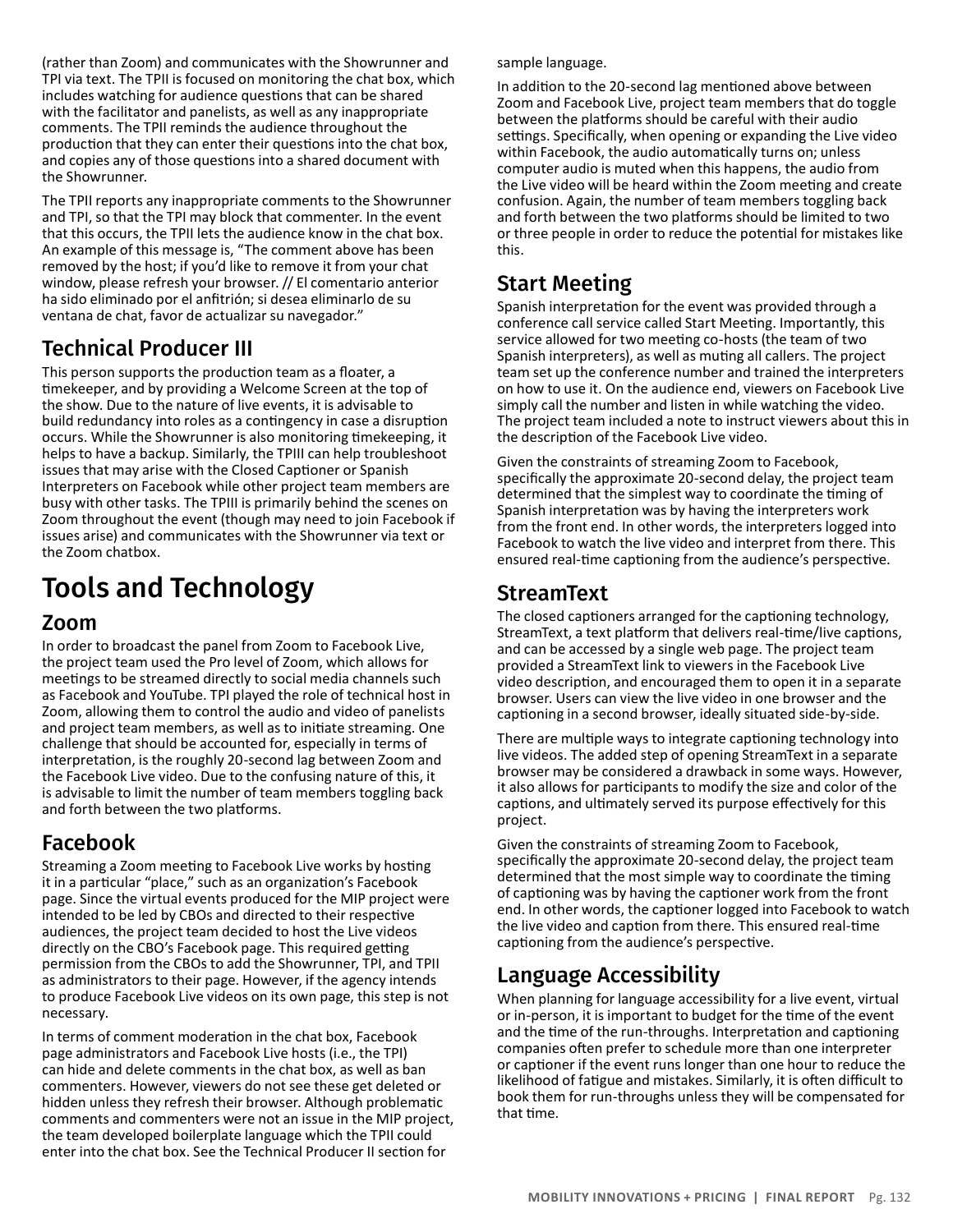(rather than Zoom) and communicates with the Showrunner and TPI via text. The TPII is focused on monitoring the chat box, which includes watching for audience questions that can be shared with the facilitator and panelists, as well as any inappropriate comments. The TPII reminds the audience throughout the production that they can enter their questions into the chat box, and copies any of those questions into a shared document with the Showrunner.

The TPII reports any inappropriate comments to the Showrunner and TPI, so that the TPI may block that commenter. In the event that this occurs, the TPII lets the audience know in the chat box. An example of this message is, "The comment above has been removed by the host; if you'd like to remove it from your chat window, please refresh your browser. // El comentario anterior ha sido eliminado por el anfitrión; si desea eliminarlo de su ventana de chat, favor de actualizar su navegador."

## Technical Producer III

This person supports the production team as a floater, a timekeeper, and by providing a Welcome Screen at the top of the show. Due to the nature of live events, it is advisable to build redundancy into roles as a contingency in case a disruption occurs. While the Showrunner is also monitoring timekeeping, it helps to have a backup. Similarly, the TPIII can help troubleshoot issues that may arise with the Closed Captioner or Spanish Interpreters on Facebook while other project team members are busy with other tasks. The TPIII is primarily behind the scenes on Zoom throughout the event (though may need to join Facebook if issues arise) and communicates with the Showrunner via text or the Zoom chatbox.

# Tools and Technology

## Zoom

In order to broadcast the panel from Zoom to Facebook Live, the project team used the Pro level of Zoom, which allows for meetings to be streamed directly to social media channels such as Facebook and YouTube. TPI played the role of technical host in Zoom, allowing them to control the audio and video of panelists and project team members, as well as to initiate streaming. One challenge that should be accounted for, especially in terms of interpretation, is the roughly 20-second lag between Zoom and the Facebook Live video. Due to the confusing nature of this, it is advisable to limit the number of team members toggling back and forth between the two platforms.

## Facebook

Streaming a Zoom meeting to Facebook Live works by hosting it in a particular "place," such as an organization's Facebook page. Since the virtual events produced for the MIP project were intended to be led by CBOs and directed to their respective audiences, the project team decided to host the Live videos directly on the CBO's Facebook page. This required getting permission from the CBOs to add the Showrunner, TPI, and TPII as administrators to their page. However, if the agency intends to produce Facebook Live videos on its own page, this step is not necessary.

In terms of comment moderation in the chat box, Facebook page administrators and Facebook Live hosts (i.e., the TPI) can hide and delete comments in the chat box, as well as ban commenters. However, viewers do not see these get deleted or hidden unless they refresh their browser. Although problematic comments and commenters were not an issue in the MIP project, the team developed boilerplate language which the TPII could enter into the chat box. See the Technical Producer II section for sample language.

In addition to the 20-second lag mentioned above between Zoom and Facebook Live, project team members that do toggle between the platforms should be careful with their audio settings. Specifically, when opening or expanding the Live video within Facebook, the audio automatically turns on; unless computer audio is muted when this happens, the audio from the Live video will be heard within the Zoom meeting and create confusion. Again, the number of team members toggling back and forth between the two platforms should be limited to two or three people in order to reduce the potential for mistakes like this.

## Start Meeting

Spanish interpretation for the event was provided through a conference call service called Start Meeting. Importantly, this service allowed for two meeting co-hosts (the team of two Spanish interpreters), as well as muting all callers. The project team set up the conference number and trained the interpreters on how to use it. On the audience end, viewers on Facebook Live simply call the number and listen in while watching the video. The project team included a note to instruct viewers about this in the description of the Facebook Live video.

Given the constraints of streaming Zoom to Facebook, specifically the approximate 20-second delay, the project team determined that the simplest way to coordinate the timing of Spanish interpretation was by having the interpreters work from the front end. In other words, the interpreters logged into Facebook to watch the live video and interpret from there. This ensured real-time captioning from the audience's perspective.

## StreamText

The closed captioners arranged for the captioning technology, StreamText, a text platform that delivers real-time/live captions, and can be accessed by a single web page. The project team provided a StreamText link to viewers in the Facebook Live video description, and encouraged them to open it in a separate browser. Users can view the live video in one browser and the captioning in a second browser, ideally situated side-by-side.

There are multiple ways to integrate captioning technology into live videos. The added step of opening StreamText in a separate browser may be considered a drawback in some ways. However, it also allows for participants to modify the size and color of the captions, and ultimately served its purpose effectively for this project.

Given the constraints of streaming Zoom to Facebook, specifically the approximate 20-second delay, the project team determined that the most simple way to coordinate the timing of captioning was by having the captioner work from the front end. In other words, the captioner logged into Facebook to watch the live video and caption from there. This ensured real-time captioning from the audience's perspective.

## Language Accessibility

When planning for language accessibility for a live event, virtual or in-person, it is important to budget for the time of the event and the time of the run-throughs. Interpretation and captioning companies often prefer to schedule more than one interpreter or captioner if the event runs longer than one hour to reduce the likelihood of fatigue and mistakes. Similarly, it is often difficult to book them for run-throughs unless they will be compensated for that time.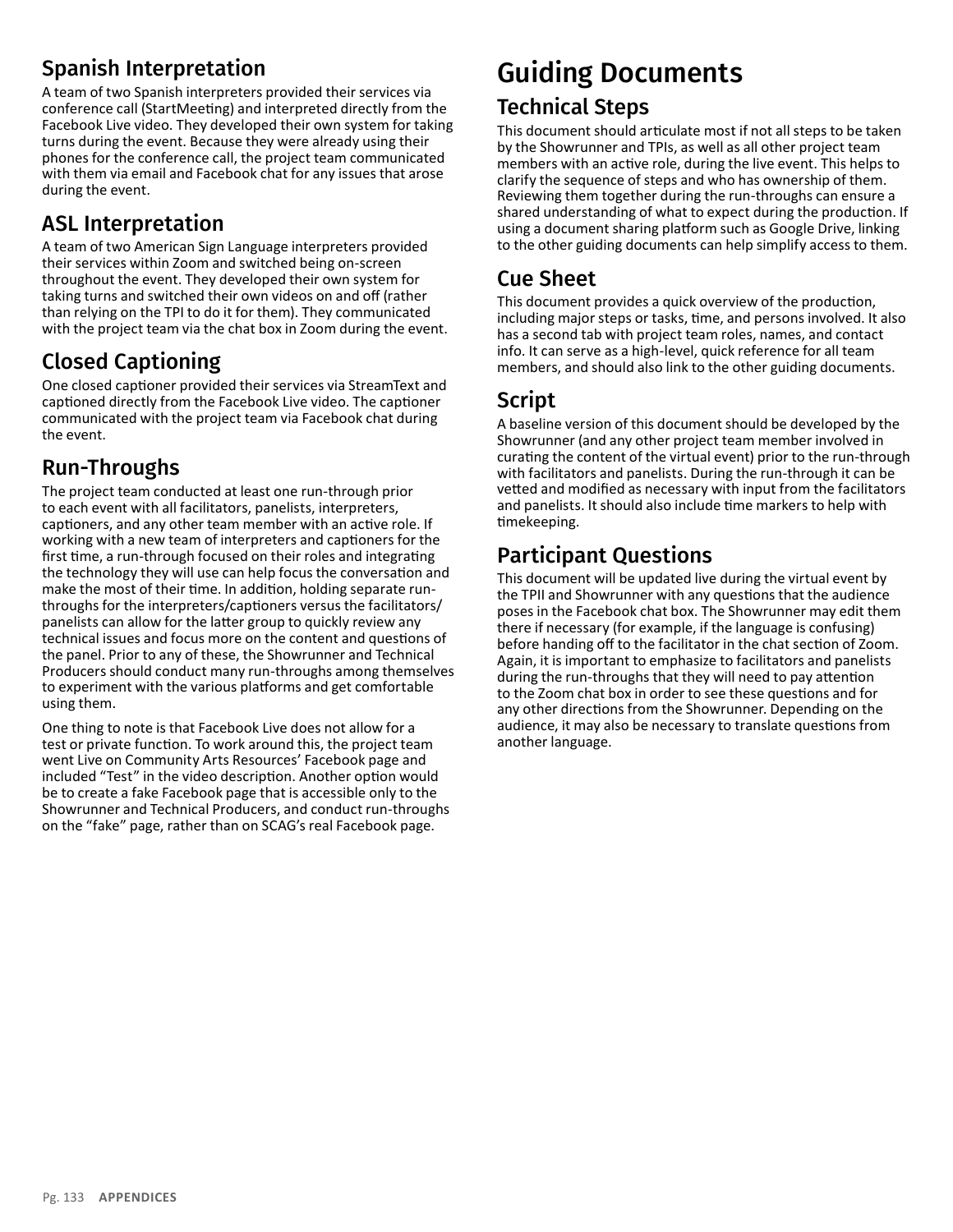### Spanish Interpretation

A team of two Spanish interpreters provided their services via conference call (StartMeeting) and interpreted directly from the Facebook Live video. They developed their own system for taking turns during the event. Because they were already using their phones for the conference call, the project team communicated with them via email and Facebook chat for any issues that arose during the event.

### ASL Interpretation

A team of two American Sign Language interpreters provided their services within Zoom and switched being on-screen throughout the event. They developed their own system for taking turns and switched their own videos on and off (rather than relying on the TPI to do it for them). They communicated with the project team via the chat box in Zoom during the event.

### Closed Captioning

One closed captioner provided their services via StreamText and captioned directly from the Facebook Live video. The captioner communicated with the project team via Facebook chat during the event.

### Run-Throughs

The project team conducted at least one run-through prior to each event with all facilitators, panelists, interpreters, captioners, and any other team member with an active role. If working with a new team of interpreters and captioners for the first time, a run-through focused on their roles and integrating the technology they will use can help focus the conversation and make the most of their time. In addition, holding separate run-throughs for the interpreters/captioners versus the facilitators/panelists can allow for the latter group to quickly review any technical issues and focus more on the content and questions of the panel. Prior to any of these, the Showrunner and Technical Producers should conduct many run-throughs among themselves to experiment with the various platforms and get comfortable using them.

One thing to note is that Facebook Live does not allow for a test or private function. To work around this, the project team went Live on Community Arts Resources' Facebook page and included "Test" in the video description. Another option would be to create a fake Facebook page that is accessible only to the Showrunner and Technical Producers, and conduct run-throughs on the "fake" page, rather than on SCAG's real Facebook page.

## Guiding Documents

### Technical Steps

This document should articulate most if not all steps to be taken by the Showrunner and TPIs, as well as all other project team members with an active role, during the live event. This helps to clarify the sequence of steps and who has ownership of them. Reviewing them together during the run-throughs can ensure a shared understanding of what to expect during the production. If using a document sharing platform such as Google Drive, linking to the other guiding documents can help simplify access to them.

### Cue Sheet

This document provides a quick overview of the production, including major steps or tasks, time, and persons involved. It also has a second tab with project team roles, names, and contact info. It can serve as a high-level, quick reference for all team members, and should also link to the other guiding documents.

### Script

A baseline version of this document should be developed by the Showrunner (and any other project team member involved in curating the content of the virtual event) prior to the run-through with facilitators and panelists. During the run-through it can be vetted and modified as necessary with input from the facilitators and panelists. It should also include time markers to help with timekeeping.

### Participant Questions

This document will be updated live during the virtual event by the TPII and Showrunner with any questions that the audience poses in the Facebook chat box. The Showrunner may edit them there if necessary (for example, if the language is confusing) before handing off to the facilitator in the chat section of Zoom. Again, it is important to emphasize to facilitators and panelists during the run-throughs that they will need to pay attention to the Zoom chat box in order to see these questions and for any other directions from the Showrunner. Depending on the audience, it may also be necessary to translate questions from another language.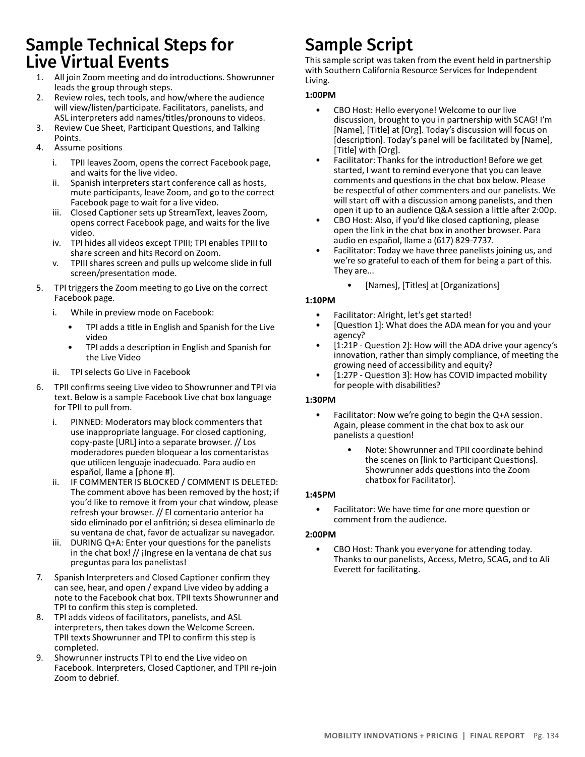# Sample Technical Steps for Live Virtual Events

1. All join Zoom meeting and do introductions. Showrunner leads the group through steps.
2. Review roles, tech tools, and how/where the audience will view/listen/participate. Facilitators, panelists, and ASL interpreters add names/titles/pronouns to videos.
3. Review Cue Sheet, Participant Questions, and Talking Points.
4. Assume positions
   i. TPII leaves Zoom, opens the correct Facebook page, and waits for the live video.
   ii. Spanish interpreters start conference call as hosts, mute participants, leave Zoom, and go to the correct Facebook page to wait for a live video.
   iii. Closed Captioner sets up StreamText, leaves Zoom, opens correct Facebook page, and waits for the live video.
   iv. TPI hides all videos except TPIII; TPI enables TPIII to share screen and hits Record on Zoom.
   v. TPIII shares screen and pulls up welcome slide in full screen/presentation mode.
5. TPI triggers the Zoom meeting to go Live on the correct Facebook page.
   i. While in preview mode on Facebook:
      - TPI adds a title in English and Spanish for the Live video
      - TPI adds a description in English and Spanish for the Live Video
   ii. TPI selects Go Live in Facebook
6. TPII confirms seeing Live video to Showrunner and TPI via text. Below is a sample Facebook Live chat box language for TPII to pull from.
   i. PINNED: Moderators may block commenters that use inappropriate language. For closed captioning, copy-paste [URL] into a separate browser. // Los moderadores pueden bloquear a los comentaristas que utilicen lenguaje inadecuado. Para audio en español, llame a [phone #].
   ii. IF COMMENTER IS BLOCKED / COMMENT IS DELETED: The comment above has been removed by the host; if you'd like to remove it from your chat window, please refresh your browser. // El comentario anterior ha sido eliminado por el anfitrión; si desea eliminarlo de su ventana de chat, favor de actualizar su navegador.
   iii. DURING Q+A: Enter your questions for the panelists in the chat box! // ¡Ingrese en la ventana de chat sus preguntas para los panelistas!
7. Spanish Interpreters and Closed Captioner confirm they can see, hear, and open / expand Live video by adding a note to the Facebook chat box. TPII texts Showrunner and TPI to confirm this step is completed.
8. TPI adds videos of facilitators, panelists, and ASL interpreters, then takes down the Welcome Screen. TPII texts Showrunner and TPI to confirm this step is completed.
9. Showrunner instructs TPI to end the Live video on Facebook. Interpreters, Closed Captioner, and TPII re-join Zoom to debrief.

# Sample Script

This sample script was taken from the event held in partnership with Southern California Resource Services for Independent Living.

**1:00PM**

- CBO Host: Hello everyone! Welcome to our live discussion, brought to you in partnership with SCAG! I'm [Name], [Title] at [Org]. Today's discussion will focus on [description]. Today's panel will be facilitated by [Name], [Title] with [Org].
- Facilitator: Thanks for the introduction! Before we get started, I want to remind everyone that you can leave comments and questions in the chat box below. Please be respectful of other commenters and our panelists. We will start off with a discussion among panelists, and then open it up to an audience Q&A session a little after 2:00p.
- CBO Host: Also, if you'd like closed captioning, please open the link in the chat box in another browser. Para audio en español, llame a (617) 829-7737.
- Facilitator: Today we have three panelists joining us, and we're so grateful to each of them for being a part of this. They are...
  - [Names], [Titles] at [Organizations]

**1:10PM**

- Facilitator: Alright, let's get started!
- [Question 1]: What does the ADA mean for you and your agency?
- [1:21P - Question 2]: How will the ADA drive your agency's innovation, rather than simply compliance, of meeting the growing need of accessibility and equity?
- [1:27P - Question 3]: How has COVID impacted mobility for people with disabilities?

**1:30PM**

- Facilitator: Now we're going to begin the Q+A session. Again, please comment in the chat box to ask our panelists a question!
  - Note: Showrunner and TPII coordinate behind the scenes on [link to Participant Questions]. Showrunner adds questions into the Zoom chatbox for Facilitator].

**1:45PM**

- Facilitator: We have time for one more question or comment from the audience.

**2:00PM**

- CBO Host: Thank you everyone for attending today. Thanks to our panelists, Access, Metro, SCAG, and to Ali Everett for facilitating.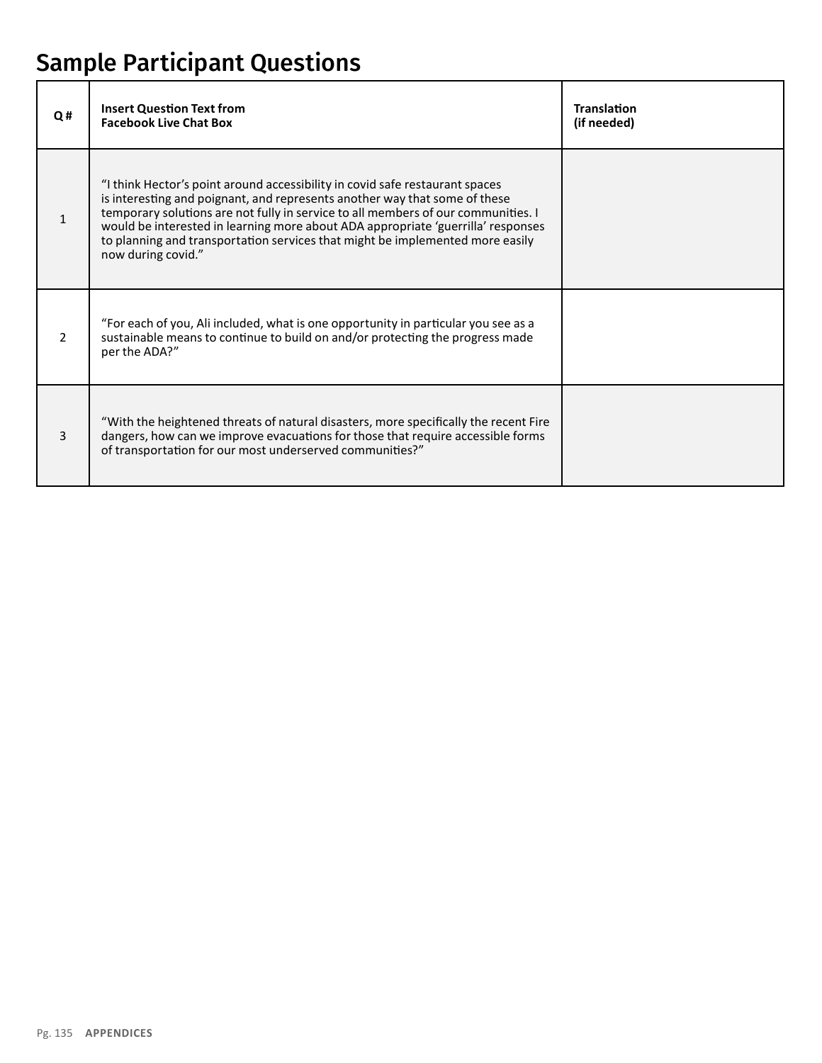# Sample Participant Questions

| Q # | Insert Question Text from Facebook Live Chat Box | Translation (if needed) |
| --- | --- | --- |
| 1 | "I think Hector's point around accessibility in covid safe restaurant spaces is interesting and poignant, and represents another way that some of these temporary solutions are not fully in service to all members of our communities. I would be interested in learning more about ADA appropriate 'guerrilla' responses to planning and transportation services that might be implemented more easily now during covid." | |
| 2 | "For each of you, Ali included, what is one opportunity in particular you see as a sustainable means to continue to build on and/or protecting the progress made per the ADA?" | |
| 3 | "With the heightened threats of natural disasters, more specifically the recent Fire dangers, how can we improve evacuations for those that require accessible forms of transportation for our most underserved communities?" | |